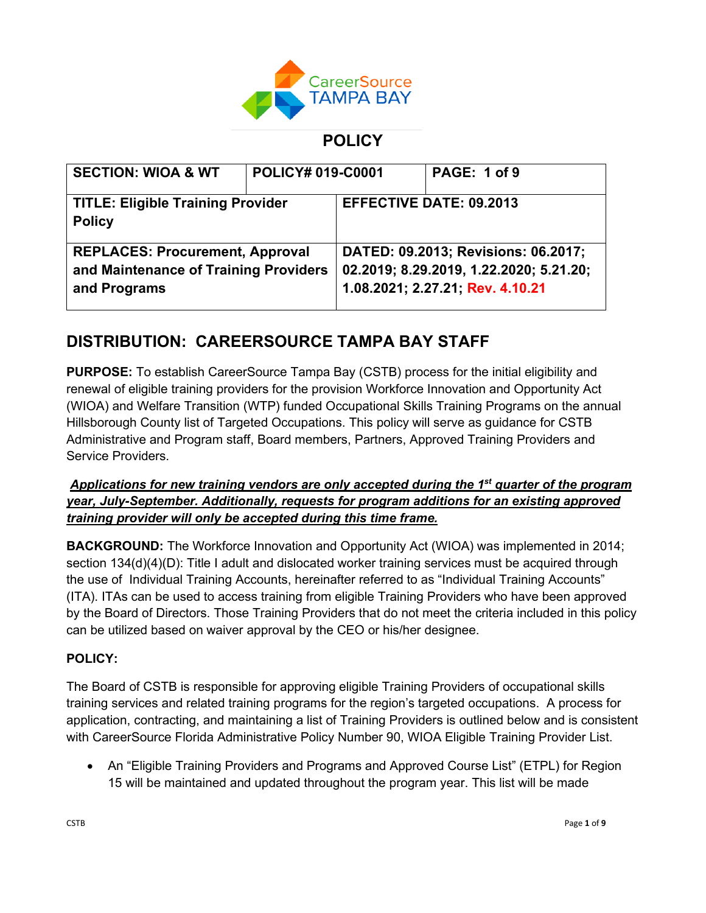CareerSource TAMPA BAY

# POLICY

| SECTION: WIOA & WT | POLICY# 019-C0001 | PAGE: 1 of 9 |
|---|---|---|
| TITLE: Eligible Training Provider Policy | EFFECTIVE DATE: 09.2013 | |
| REPLACES: Procurement, Approval and Maintenance of Training Providers and Programs | DATED: 09.2013; Revisions: 06.2017; 02.2019; 8.29.2019, 1.22.2020; 5.21.20; 1.08.2021; 2.27.21; Rev. 4.10.21 | |

## DISTRIBUTION: CAREERSOURCE TAMPA BAY STAFF

**PURPOSE:** To establish CareerSource Tampa Bay (CSTB) process for the initial eligibility and renewal of eligible training providers for the provision Workforce Innovation and Opportunity Act (WIOA) and Welfare Transition (WTP) funded Occupational Skills Training Programs on the annual Hillsborough County list of Targeted Occupations. This policy will serve as guidance for CSTB Administrative and Program staff, Board members, Partners, Approved Training Providers and Service Providers.

***Applications for new training vendors are only accepted during the 1st quarter of the program year, July-September. Additionally, requests for program additions for an existing approved training provider will only be accepted during this time frame.***

**BACKGROUND:** The Workforce Innovation and Opportunity Act (WIOA) was implemented in 2014; section 134(d)(4)(D): Title I adult and dislocated worker training services must be acquired through the use of Individual Training Accounts, hereinafter referred to as "Individual Training Accounts" (ITA). ITAs can be used to access training from eligible Training Providers who have been approved by the Board of Directors. Those Training Providers that do not meet the criteria included in this policy can be utilized based on waiver approval by the CEO or his/her designee.

**POLICY:**

The Board of CSTB is responsible for approving eligible Training Providers of occupational skills training services and related training programs for the region's targeted occupations. A process for application, contracting, and maintaining a list of Training Providers is outlined below and is consistent with CareerSource Florida Administrative Policy Number 90, WIOA Eligible Training Provider List.

- An "Eligible Training Providers and Programs and Approved Course List" (ETPL) for Region 15 will be maintained and updated throughout the program year. This list will be made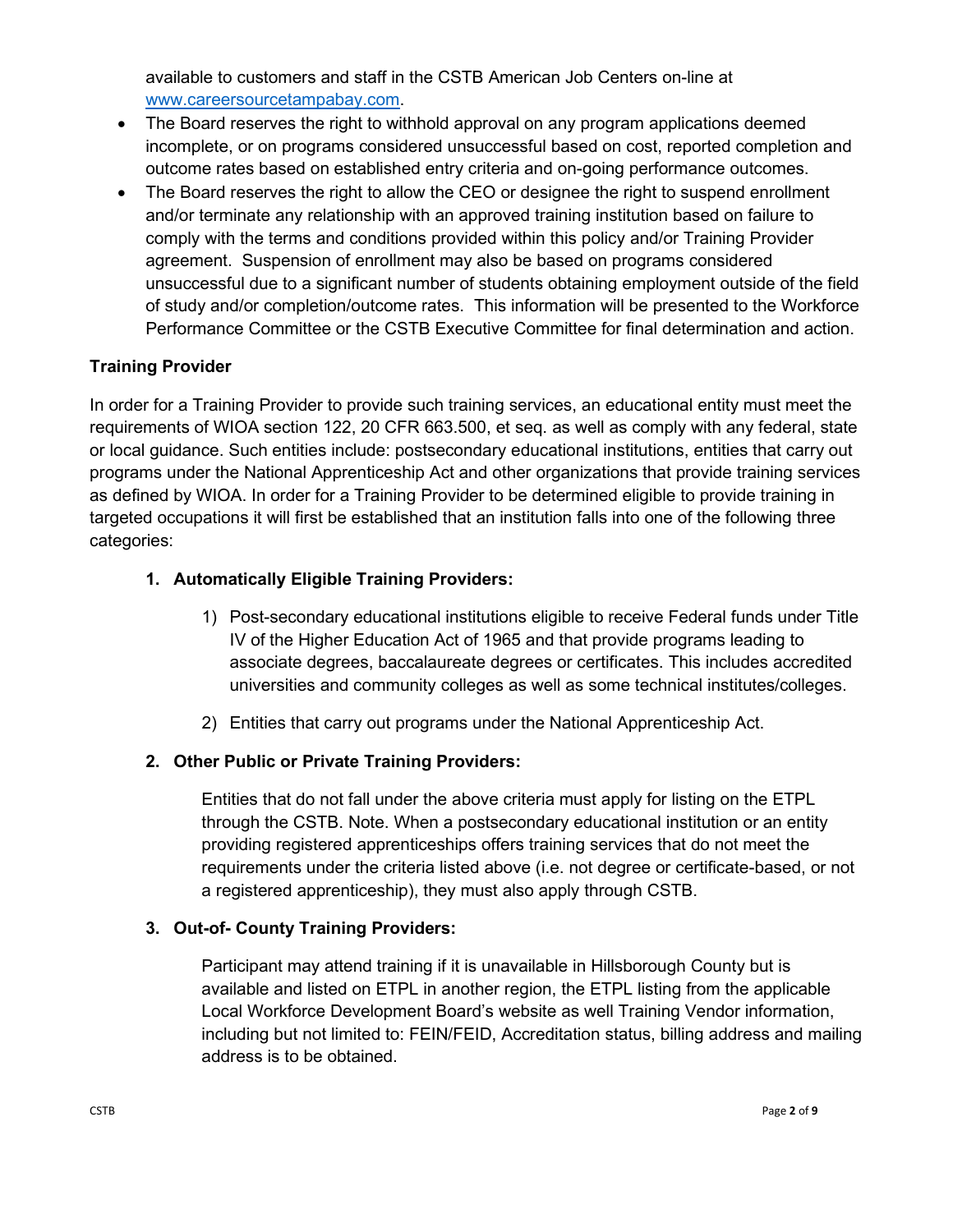available to customers and staff in the CSTB American Job Centers on-line at [www.careersourcetampabay.com](www.careersourcetampabay.com).

- The Board reserves the right to withhold approval on any program applications deemed incomplete, or on programs considered unsuccessful based on cost, reported completion and outcome rates based on established entry criteria and on-going performance outcomes.
- The Board reserves the right to allow the CEO or designee the right to suspend enrollment and/or terminate any relationship with an approved training institution based on failure to comply with the terms and conditions provided within this policy and/or Training Provider agreement. Suspension of enrollment may also be based on programs considered unsuccessful due to a significant number of students obtaining employment outside of the field of study and/or completion/outcome rates. This information will be presented to the Workforce Performance Committee or the CSTB Executive Committee for final determination and action.

**Training Provider**

In order for a Training Provider to provide such training services, an educational entity must meet the requirements of WIOA section 122, 20 CFR 663.500, et seq. as well as comply with any federal, state or local guidance. Such entities include: postsecondary educational institutions, entities that carry out programs under the National Apprenticeship Act and other organizations that provide training services as defined by WIOA. In order for a Training Provider to be determined eligible to provide training in targeted occupations it will first be established that an institution falls into one of the following three categories:

1. **Automatically Eligible Training Providers:**

   1) Post-secondary educational institutions eligible to receive Federal funds under Title IV of the Higher Education Act of 1965 and that provide programs leading to associate degrees, baccalaureate degrees or certificates. This includes accredited universities and community colleges as well as some technical institutes/colleges.

   2) Entities that carry out programs under the National Apprenticeship Act.

2. **Other Public or Private Training Providers:**

   Entities that do not fall under the above criteria must apply for listing on the ETPL through the CSTB. Note. When a postsecondary educational institution or an entity providing registered apprenticeships offers training services that do not meet the requirements under the criteria listed above (i.e. not degree or certificate-based, or not a registered apprenticeship), they must also apply through CSTB.

3. **Out-of- County Training Providers:**

   Participant may attend training if it is unavailable in Hillsborough County but is available and listed on ETPL in another region, the ETPL listing from the applicable Local Workforce Development Board's website as well Training Vendor information, including but not limited to: FEIN/FEID, Accreditation status, billing address and mailing address is to be obtained.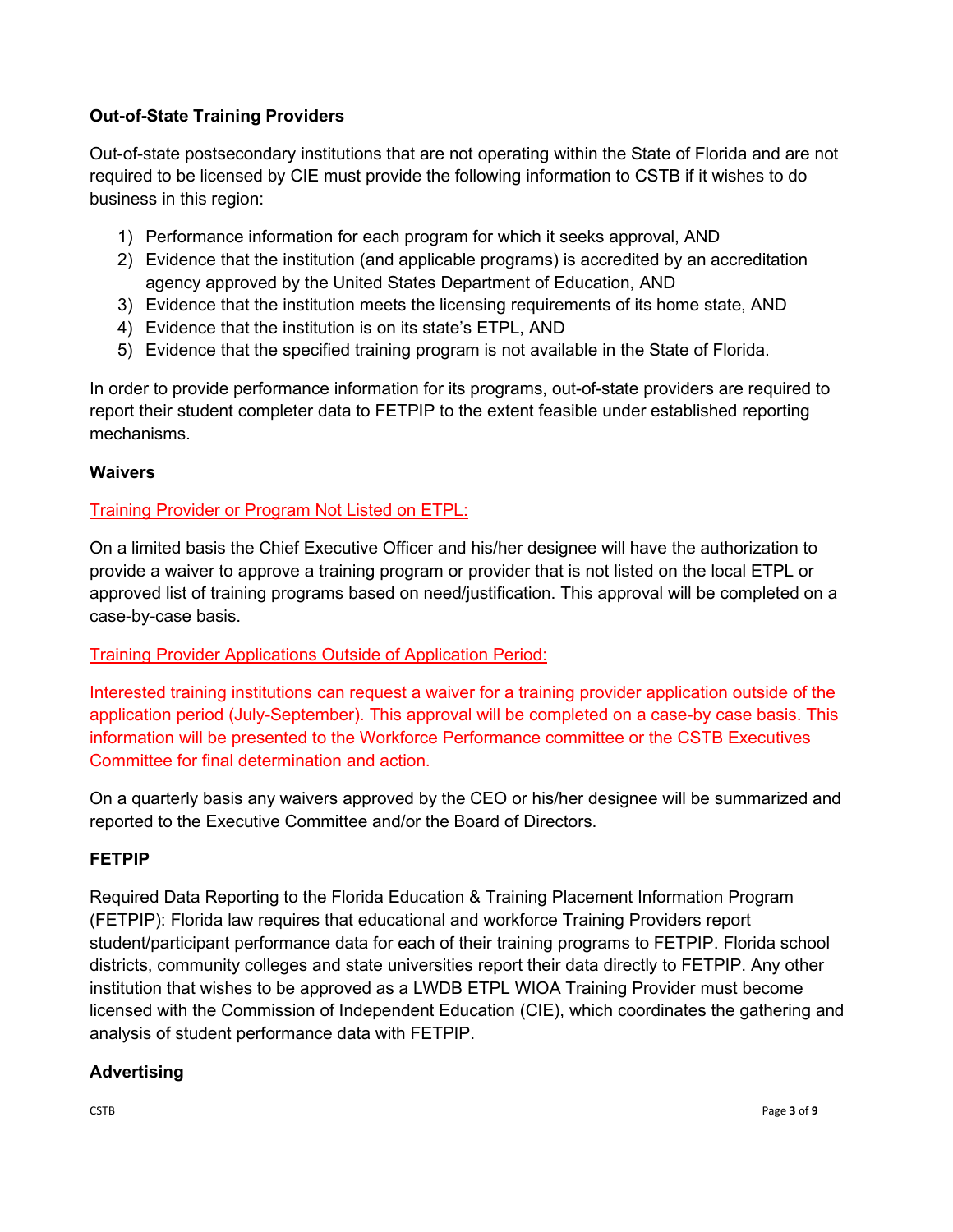**Out-of-State Training Providers**

Out-of-state postsecondary institutions that are not operating within the State of Florida and are not required to be licensed by CIE must provide the following information to CSTB if it wishes to do business in this region:

1) Performance information for each program for which it seeks approval, AND
2) Evidence that the institution (and applicable programs) is accredited by an accreditation agency approved by the United States Department of Education, AND
3) Evidence that the institution meets the licensing requirements of its home state, AND
4) Evidence that the institution is on its state's ETPL, AND
5) Evidence that the specified training program is not available in the State of Florida.

In order to provide performance information for its programs, out-of-state providers are required to report their student completer data to FETPIP to the extent feasible under established reporting mechanisms.

**Waivers**

Training Provider or Program Not Listed on ETPL:

On a limited basis the Chief Executive Officer and his/her designee will have the authorization to provide a waiver to approve a training program or provider that is not listed on the local ETPL or approved list of training programs based on need/justification. This approval will be completed on a case-by-case basis.

Training Provider Applications Outside of Application Period:

Interested training institutions can request a waiver for a training provider application outside of the application period (July-September). This approval will be completed on a case-by case basis. This information will be presented to the Workforce Performance committee or the CSTB Executives Committee for final determination and action.

On a quarterly basis any waivers approved by the CEO or his/her designee will be summarized and reported to the Executive Committee and/or the Board of Directors.

**FETPIP**

Required Data Reporting to the Florida Education & Training Placement Information Program (FETPIP): Florida law requires that educational and workforce Training Providers report student/participant performance data for each of their training programs to FETPIP. Florida school districts, community colleges and state universities report their data directly to FETPIP. Any other institution that wishes to be approved as a LWDB ETPL WIOA Training Provider must become licensed with the Commission of Independent Education (CIE), which coordinates the gathering and analysis of student performance data with FETPIP.

**Advertising**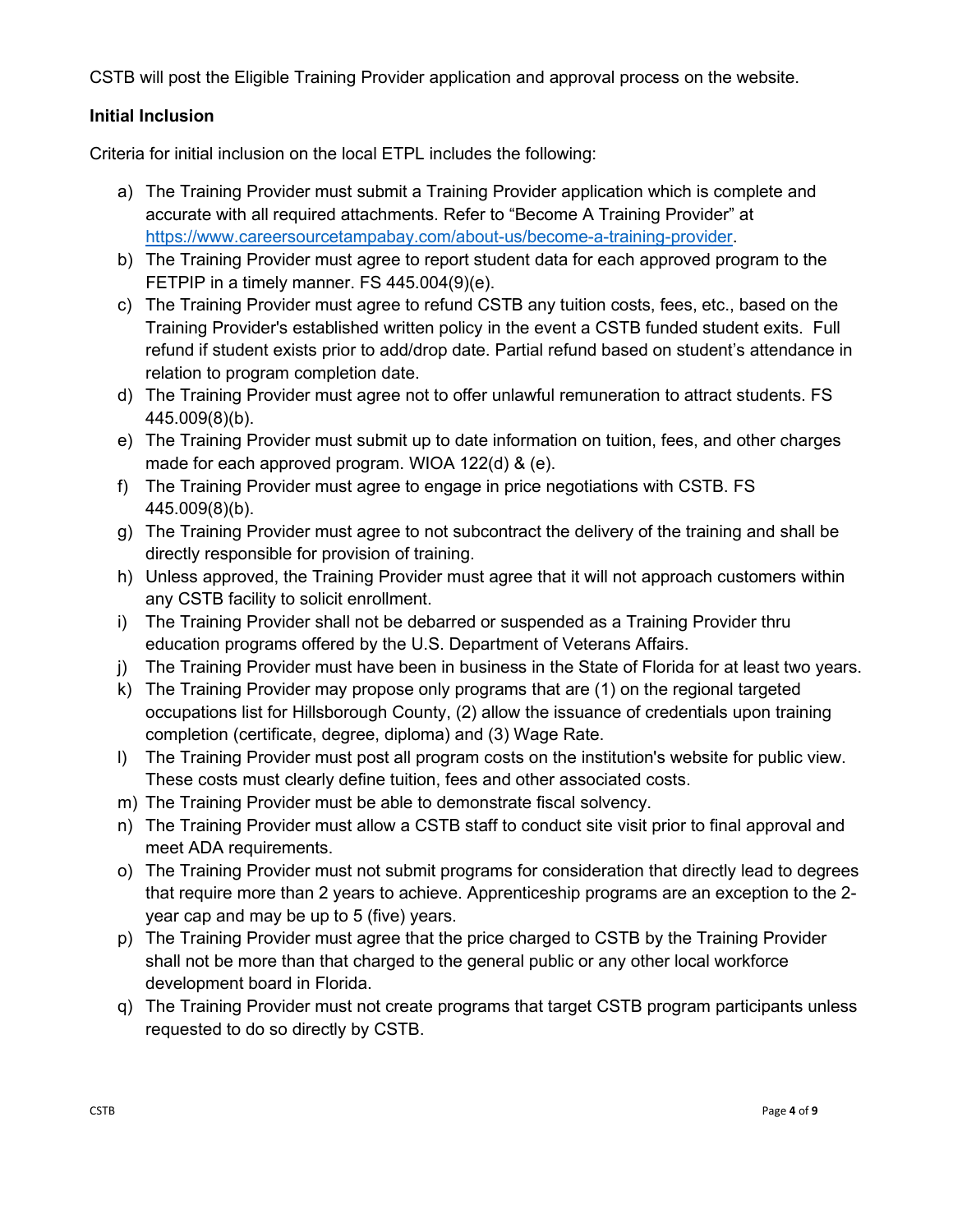CSTB will post the Eligible Training Provider application and approval process on the website.

**Initial Inclusion**

Criteria for initial inclusion on the local ETPL includes the following:

a) The Training Provider must submit a Training Provider application which is complete and accurate with all required attachments. Refer to "Become A Training Provider" at https://www.careersourcetampabay.com/about-us/become-a-training-provider.
b) The Training Provider must agree to report student data for each approved program to the FETPIP in a timely manner. FS 445.004(9)(e).
c) The Training Provider must agree to refund CSTB any tuition costs, fees, etc., based on the Training Provider's established written policy in the event a CSTB funded student exits. Full refund if student exists prior to add/drop date. Partial refund based on student's attendance in relation to program completion date.
d) The Training Provider must agree not to offer unlawful remuneration to attract students. FS 445.009(8)(b).
e) The Training Provider must submit up to date information on tuition, fees, and other charges made for each approved program. WIOA 122(d) & (e).
f) The Training Provider must agree to engage in price negotiations with CSTB. FS 445.009(8)(b).
g) The Training Provider must agree to not subcontract the delivery of the training and shall be directly responsible for provision of training.
h) Unless approved, the Training Provider must agree that it will not approach customers within any CSTB facility to solicit enrollment.
i) The Training Provider shall not be debarred or suspended as a Training Provider thru education programs offered by the U.S. Department of Veterans Affairs.
j) The Training Provider must have been in business in the State of Florida for at least two years.
k) The Training Provider may propose only programs that are (1) on the regional targeted occupations list for Hillsborough County, (2) allow the issuance of credentials upon training completion (certificate, degree, diploma) and (3) Wage Rate.
l) The Training Provider must post all program costs on the institution's website for public view. These costs must clearly define tuition, fees and other associated costs.
m) The Training Provider must be able to demonstrate fiscal solvency.
n) The Training Provider must allow a CSTB staff to conduct site visit prior to final approval and meet ADA requirements.
o) The Training Provider must not submit programs for consideration that directly lead to degrees that require more than 2 years to achieve. Apprenticeship programs are an exception to the 2-year cap and may be up to 5 (five) years.
p) The Training Provider must agree that the price charged to CSTB by the Training Provider shall not be more than that charged to the general public or any other local workforce development board in Florida.
q) The Training Provider must not create programs that target CSTB program participants unless requested to do so directly by CSTB.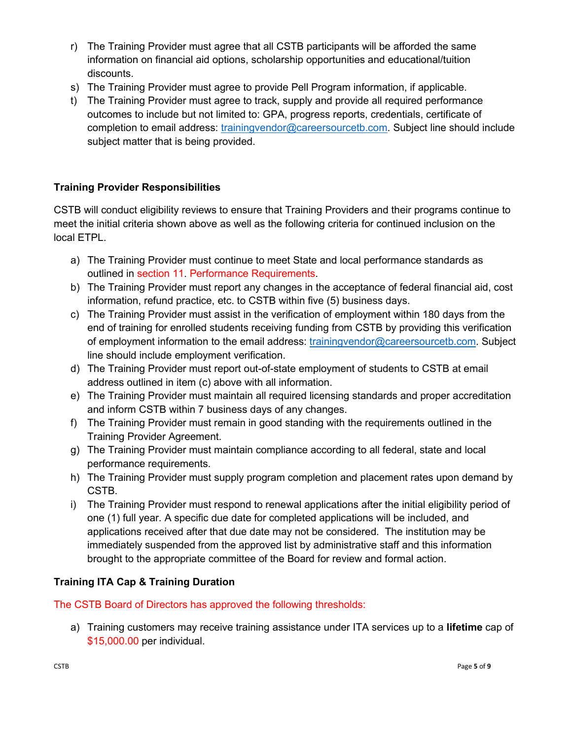r) The Training Provider must agree that all CSTB participants will be afforded the same information on financial aid options, scholarship opportunities and educational/tuition discounts.
s) The Training Provider must agree to provide Pell Program information, if applicable.
t) The Training Provider must agree to track, supply and provide all required performance outcomes to include but not limited to: GPA, progress reports, credentials, certificate of completion to email address: trainingvendor@careersourcetb.com. Subject line should include subject matter that is being provided.

### Training Provider Responsibilities

CSTB will conduct eligibility reviews to ensure that Training Providers and their programs continue to meet the initial criteria shown above as well as the following criteria for continued inclusion on the local ETPL.

a) The Training Provider must continue to meet State and local performance standards as outlined in section 11. Performance Requirements.
b) The Training Provider must report any changes in the acceptance of federal financial aid, cost information, refund practice, etc. to CSTB within five (5) business days.
c) The Training Provider must assist in the verification of employment within 180 days from the end of training for enrolled students receiving funding from CSTB by providing this verification of employment information to the email address: trainingvendor@careersourcetb.com. Subject line should include employment verification.
d) The Training Provider must report out-of-state employment of students to CSTB at email address outlined in item (c) above with all information.
e) The Training Provider must maintain all required licensing standards and proper accreditation and inform CSTB within 7 business days of any changes.
f) The Training Provider must remain in good standing with the requirements outlined in the Training Provider Agreement.
g) The Training Provider must maintain compliance according to all federal, state and local performance requirements.
h) The Training Provider must supply program completion and placement rates upon demand by CSTB.
i) The Training Provider must respond to renewal applications after the initial eligibility period of one (1) full year. A specific due date for completed applications will be included, and applications received after that due date may not be considered. The institution may be immediately suspended from the approved list by administrative staff and this information brought to the appropriate committee of the Board for review and formal action.

### Training ITA Cap & Training Duration

The CSTB Board of Directors has approved the following thresholds:

a) Training customers may receive training assistance under ITA services up to a **lifetime** cap of $15,000.00 per individual.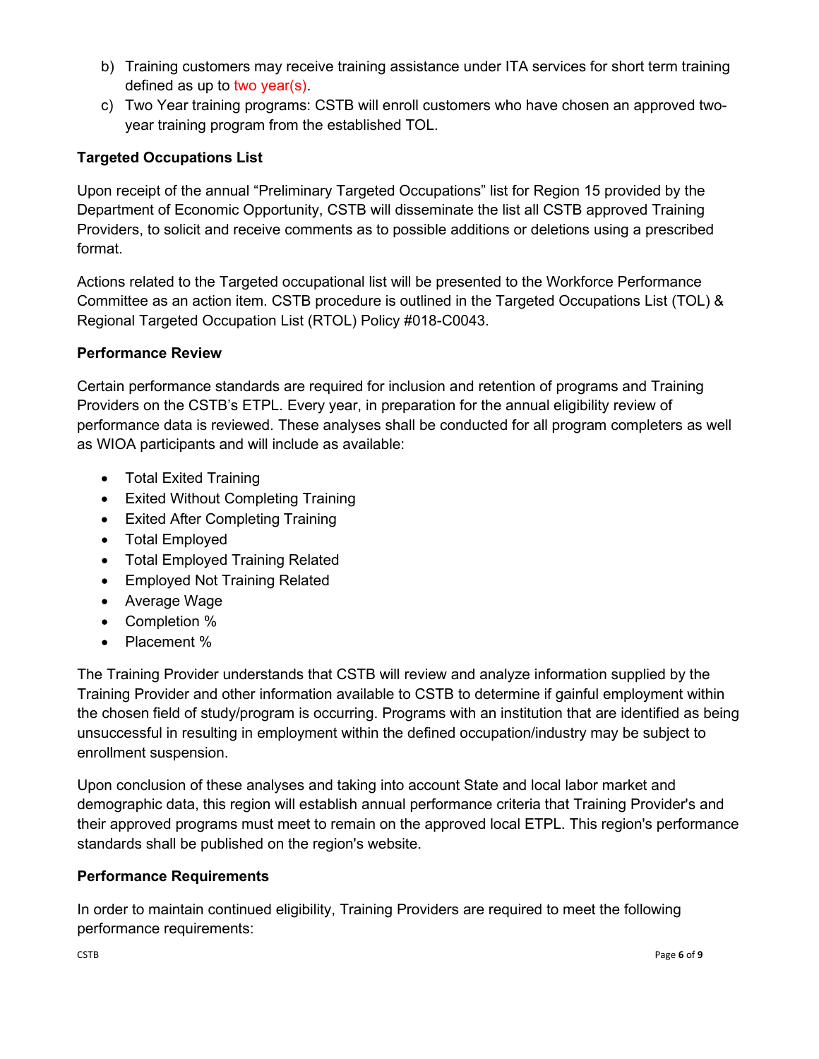b) Training customers may receive training assistance under ITA services for short term training defined as up to two year(s).

c) Two Year training programs: CSTB will enroll customers who have chosen an approved two-year training program from the established TOL.

**Targeted Occupations List**

Upon receipt of the annual "Preliminary Targeted Occupations" list for Region 15 provided by the Department of Economic Opportunity, CSTB will disseminate the list all CSTB approved Training Providers, to solicit and receive comments as to possible additions or deletions using a prescribed format.

Actions related to the Targeted occupational list will be presented to the Workforce Performance Committee as an action item. CSTB procedure is outlined in the Targeted Occupations List (TOL) & Regional Targeted Occupation List (RTOL) Policy #018-C0043.

**Performance Review**

Certain performance standards are required for inclusion and retention of programs and Training Providers on the CSTB's ETPL. Every year, in preparation for the annual eligibility review of performance data is reviewed. These analyses shall be conducted for all program completers as well as WIOA participants and will include as available:

- Total Exited Training
- Exited Without Completing Training
- Exited After Completing Training
- Total Employed
- Total Employed Training Related
- Employed Not Training Related
- Average Wage
- Completion %
- Placement %

The Training Provider understands that CSTB will review and analyze information supplied by the Training Provider and other information available to CSTB to determine if gainful employment within the chosen field of study/program is occurring. Programs with an institution that are identified as being unsuccessful in resulting in employment within the defined occupation/industry may be subject to enrollment suspension.

Upon conclusion of these analyses and taking into account State and local labor market and demographic data, this region will establish annual performance criteria that Training Provider's and their approved programs must meet to remain on the approved local ETPL. This region's performance standards shall be published on the region's website.

**Performance Requirements**

In order to maintain continued eligibility, Training Providers are required to meet the following performance requirements: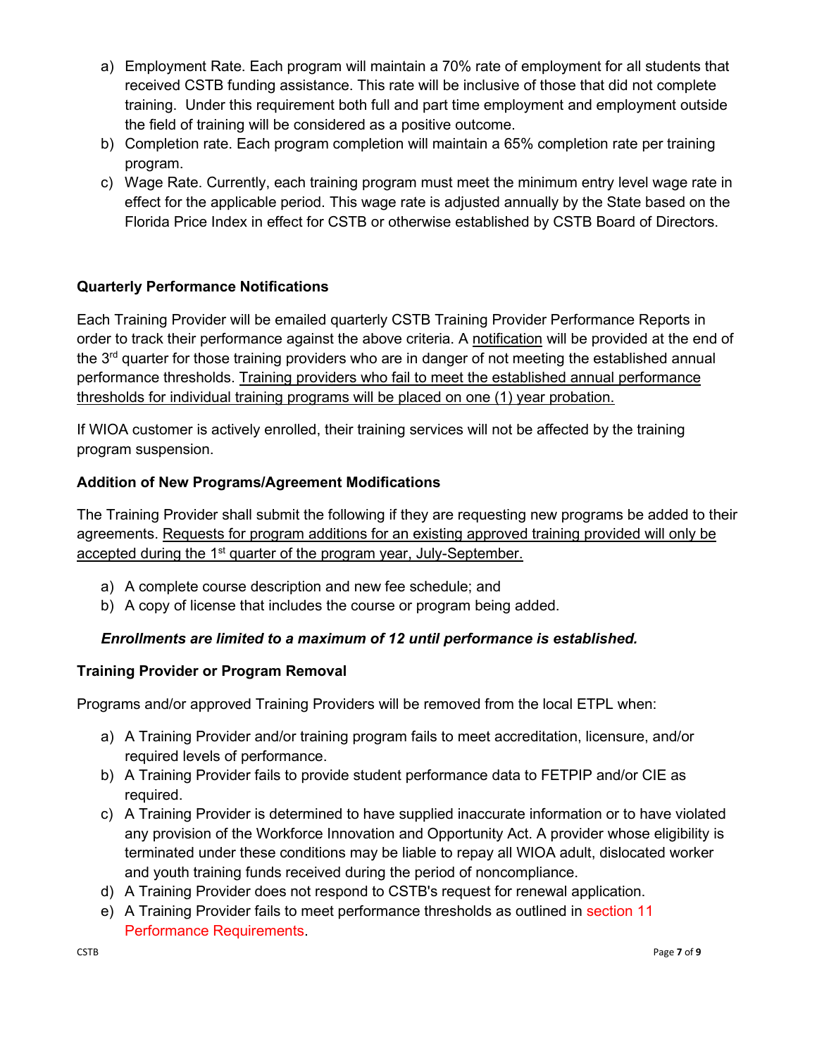a) Employment Rate. Each program will maintain a 70% rate of employment for all students that received CSTB funding assistance. This rate will be inclusive of those that did not complete training. Under this requirement both full and part time employment and employment outside the field of training will be considered as a positive outcome.
b) Completion rate. Each program completion will maintain a 65% completion rate per training program.
c) Wage Rate. Currently, each training program must meet the minimum entry level wage rate in effect for the applicable period. This wage rate is adjusted annually by the State based on the Florida Price Index in effect for CSTB or otherwise established by CSTB Board of Directors.

**Quarterly Performance Notifications**

Each Training Provider will be emailed quarterly CSTB Training Provider Performance Reports in order to track their performance against the above criteria. A notification will be provided at the end of the 3rd quarter for those training providers who are in danger of not meeting the established annual performance thresholds. Training providers who fail to meet the established annual performance thresholds for individual training programs will be placed on one (1) year probation.

If WIOA customer is actively enrolled, their training services will not be affected by the training program suspension.

**Addition of New Programs/Agreement Modifications**

The Training Provider shall submit the following if they are requesting new programs be added to their agreements. Requests for program additions for an existing approved training provided will only be accepted during the 1st quarter of the program year, July-September.

a) A complete course description and new fee schedule; and
b) A copy of license that includes the course or program being added.

***Enrollments are limited to a maximum of 12 until performance is established.***

**Training Provider or Program Removal**

Programs and/or approved Training Providers will be removed from the local ETPL when:

a) A Training Provider and/or training program fails to meet accreditation, licensure, and/or required levels of performance.
b) A Training Provider fails to provide student performance data to FETPIP and/or CIE as required.
c) A Training Provider is determined to have supplied inaccurate information or to have violated any provision of the Workforce Innovation and Opportunity Act. A provider whose eligibility is terminated under these conditions may be liable to repay all WIOA adult, dislocated worker and youth training funds received during the period of noncompliance.
d) A Training Provider does not respond to CSTB's request for renewal application.
e) A Training Provider fails to meet performance thresholds as outlined in section 11 Performance Requirements.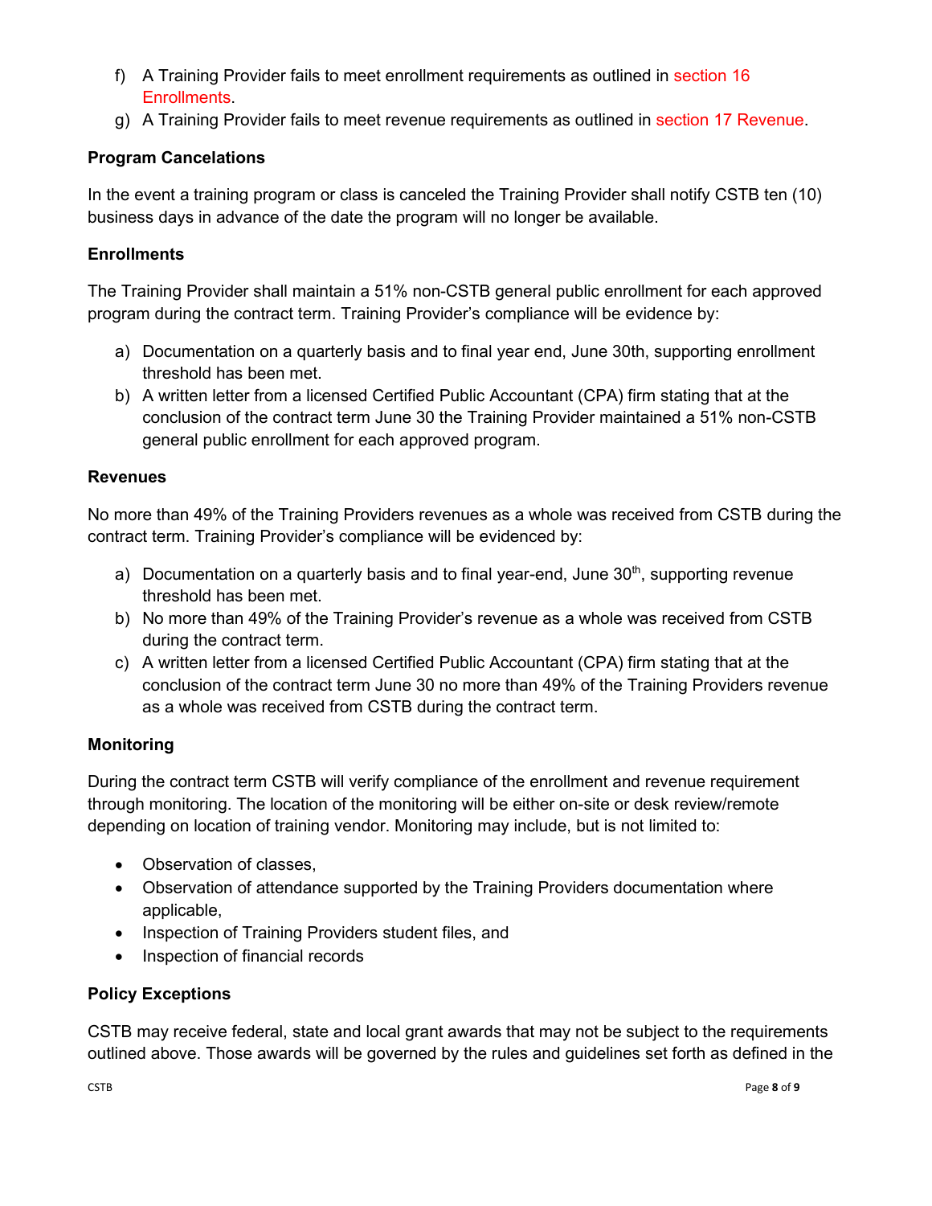f) A Training Provider fails to meet enrollment requirements as outlined in section 16 Enrollments.
g) A Training Provider fails to meet revenue requirements as outlined in section 17 Revenue.

**Program Cancelations**

In the event a training program or class is canceled the Training Provider shall notify CSTB ten (10) business days in advance of the date the program will no longer be available.

**Enrollments**

The Training Provider shall maintain a 51% non-CSTB general public enrollment for each approved program during the contract term. Training Provider's compliance will be evidence by:

a) Documentation on a quarterly basis and to final year end, June 30th, supporting enrollment threshold has been met.
b) A written letter from a licensed Certified Public Accountant (CPA) firm stating that at the conclusion of the contract term June 30 the Training Provider maintained a 51% non-CSTB general public enrollment for each approved program.

**Revenues**

No more than 49% of the Training Providers revenues as a whole was received from CSTB during the contract term. Training Provider's compliance will be evidenced by:

a) Documentation on a quarterly basis and to final year-end, June 30th, supporting revenue threshold has been met.
b) No more than 49% of the Training Provider's revenue as a whole was received from CSTB during the contract term.
c) A written letter from a licensed Certified Public Accountant (CPA) firm stating that at the conclusion of the contract term June 30 no more than 49% of the Training Providers revenue as a whole was received from CSTB during the contract term.

**Monitoring**

During the contract term CSTB will verify compliance of the enrollment and revenue requirement through monitoring. The location of the monitoring will be either on-site or desk review/remote depending on location of training vendor. Monitoring may include, but is not limited to:

- Observation of classes,
- Observation of attendance supported by the Training Providers documentation where applicable,
- Inspection of Training Providers student files, and
- Inspection of financial records

**Policy Exceptions**

CSTB may receive federal, state and local grant awards that may not be subject to the requirements outlined above. Those awards will be governed by the rules and guidelines set forth as defined in the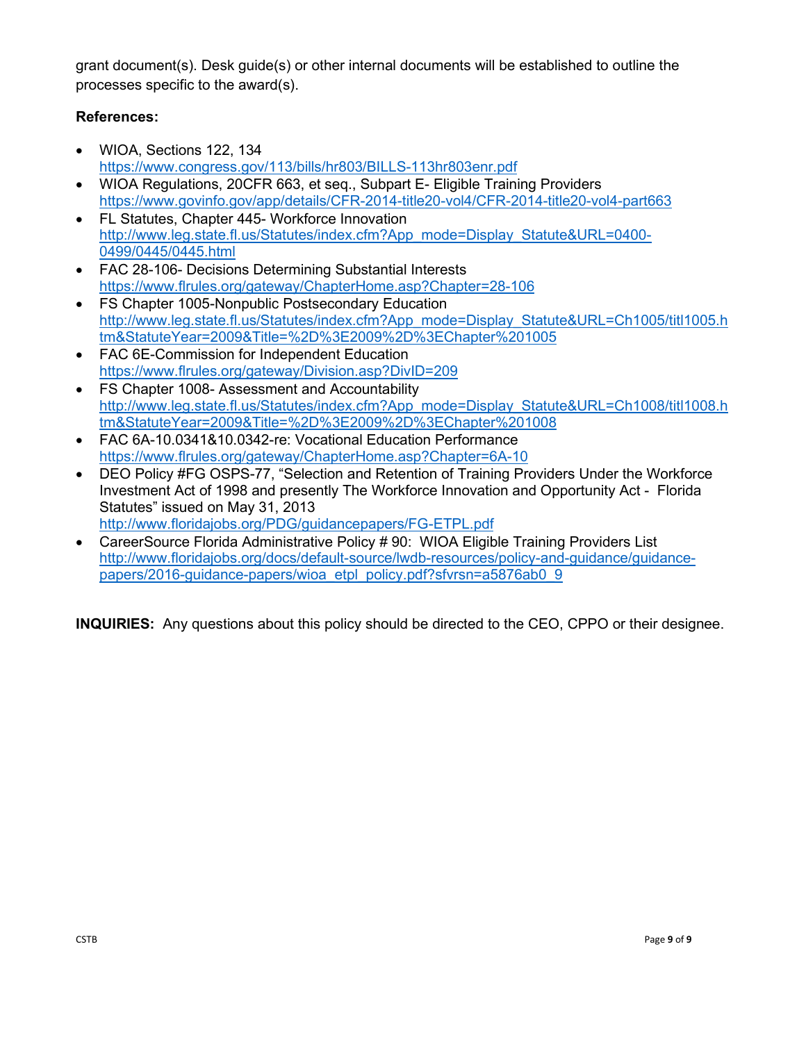grant document(s). Desk guide(s) or other internal documents will be established to outline the processes specific to the award(s).

**References:**

- WIOA, Sections 122, 134
  https://www.congress.gov/113/bills/hr803/BILLS-113hr803enr.pdf
- WIOA Regulations, 20CFR 663, et seq., Subpart E- Eligible Training Providers
  https://www.govinfo.gov/app/details/CFR-2014-title20-vol4/CFR-2014-title20-vol4-part663
- FL Statutes, Chapter 445- Workforce Innovation
  http://www.leg.state.fl.us/Statutes/index.cfm?App_mode=Display_Statute&URL=0400-0499/0445/0445.html
- FAC 28-106- Decisions Determining Substantial Interests
  https://www.flrules.org/gateway/ChapterHome.asp?Chapter=28-106
- FS Chapter 1005-Nonpublic Postsecondary Education
  http://www.leg.state.fl.us/Statutes/index.cfm?App_mode=Display_Statute&URL=Ch1005/titl1005.htm&StatuteYear=2009&Title=%2D%3E2009%2D%3EChapter%201005
- FAC 6E-Commission for Independent Education
  https://www.flrules.org/gateway/Division.asp?DivID=209
- FS Chapter 1008- Assessment and Accountability
  http://www.leg.state.fl.us/Statutes/index.cfm?App_mode=Display_Statute&URL=Ch1008/titl1008.htm&StatuteYear=2009&Title=%2D%3E2009%2D%3EChapter%201008
- FAC 6A-10.0341&10.0342-re: Vocational Education Performance
  https://www.flrules.org/gateway/ChapterHome.asp?Chapter=6A-10
- DEO Policy #FG OSPS-77, "Selection and Retention of Training Providers Under the Workforce Investment Act of 1998 and presently The Workforce Innovation and Opportunity Act - Florida Statutes" issued on May 31, 2013
  http://www.floridajobs.org/PDG/guidancepapers/FG-ETPL.pdf
- CareerSource Florida Administrative Policy # 90: WIOA Eligible Training Providers List
  http://www.floridajobs.org/docs/default-source/lwdb-resources/policy-and-guidance/guidance-papers/2016-guidance-papers/wioa_etpl_policy.pdf?sfvrsn=a5876ab0_9

**INQUIRIES:** Any questions about this policy should be directed to the CEO, CPPO or their designee.